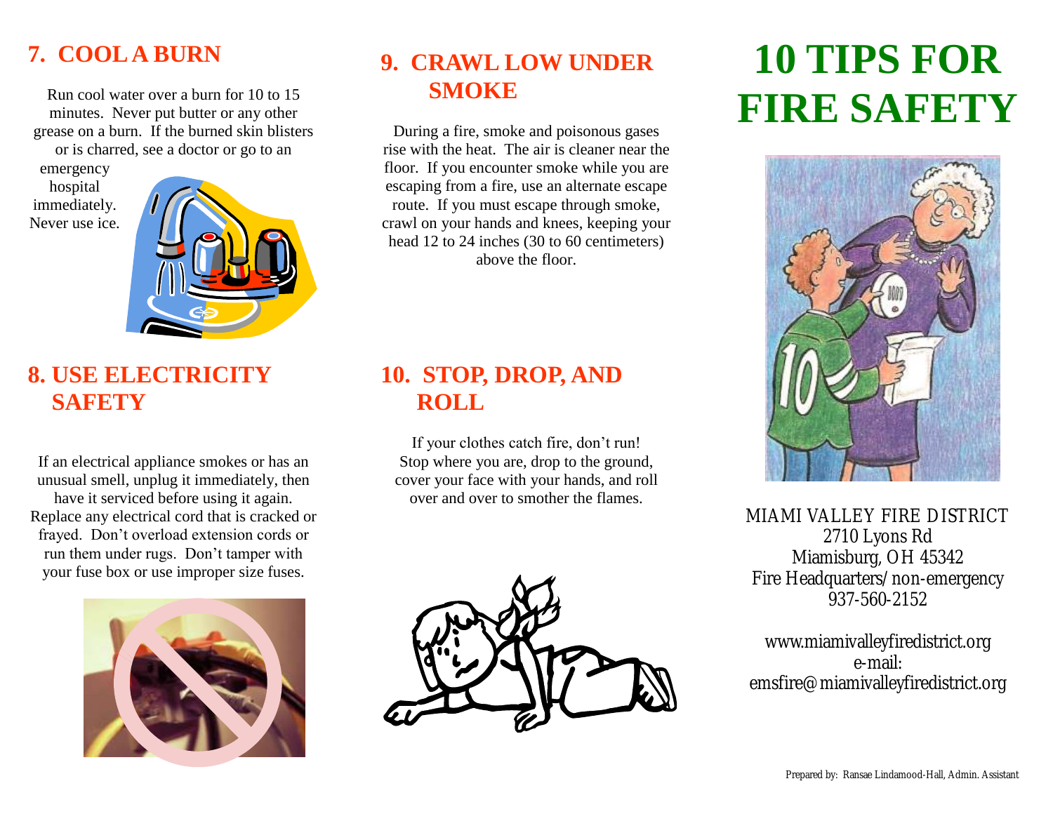## 7. COOL A BURN

Run cool water over a burn for 10 to 15 minutes. Never put butter or any other grease on a burn. If the burned skin blisters or is charred, see a doctor or go to an emergency hospital immediately. Never use ice.

## 8. USE ELECTRICITY SAFETY

If an electrical appliance smokes or has an unusual smell, unplug it immediately, then have it serviced before using it again. Replace any electrical cord that is cracked or frayed. Don't overload extension cords or run them under rugs. Don't tamper with your fuse box or use improper size fuses.

## 9. CRAWL LOW UNDER SMOKE

During a fire, smoke and poisonous gases rise with the heat. The air is cleaner near the floor. If you encounter smoke while you are escaping from a fire, use an alternate escape route. If you must escape through smoke, crawl on your hands and knees, keeping your head 12 to 24 inches (30 to 60 centimeters) above the floor.

## 10. STOP, DROP, AND ROLL

If your clothes catch fire, don't run! Stop where you are, drop to the ground, cover your face with your hands, and roll over and over to smother the flames.

# 10 TIPS FOR FIRE SAFETY

MIAMI VALLEY FIRE DISTRICT
2710 Lyons Rd
Miamisburg, OH 45342
Fire Headquarters/non-emergency
937-560-2152

www.miamivalleyfiredistrict.org
e-mail:
emsfire@miamivalleyfiredistrict.org

Prepared by: Ransae Lindamood-Hall, Admin. Assistant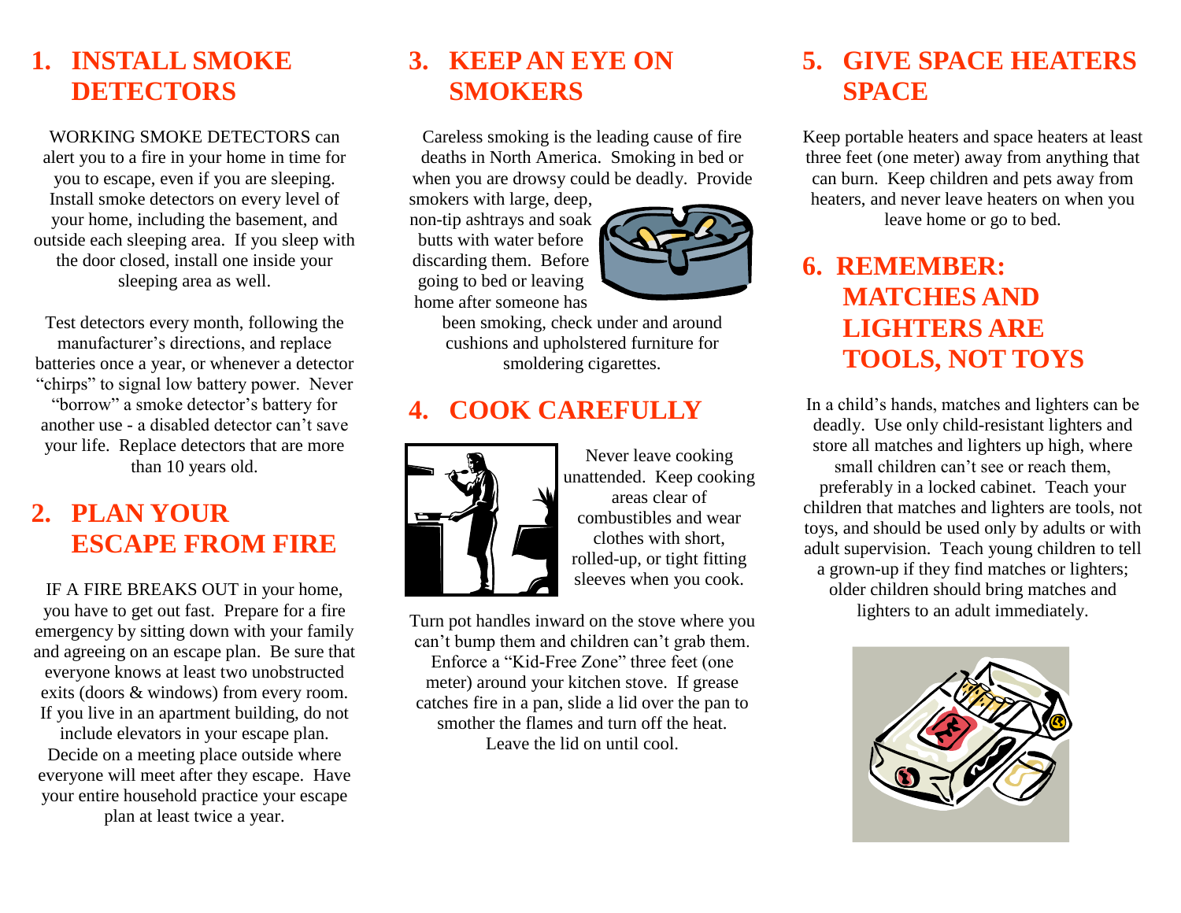## 1. INSTALL SMOKE DETECTORS

WORKING SMOKE DETECTORS can alert you to a fire in your home in time for you to escape, even if you are sleeping. Install smoke detectors on every level of your home, including the basement, and outside each sleeping area. If you sleep with the door closed, install one inside your sleeping area as well.

Test detectors every month, following the manufacturer's directions, and replace batteries once a year, or whenever a detector "chirps" to signal low battery power. Never "borrow" a smoke detector's battery for another use - a disabled detector can't save your life. Replace detectors that are more than 10 years old.

## 2. PLAN YOUR ESCAPE FROM FIRE

IF A FIRE BREAKS OUT in your home, you have to get out fast. Prepare for a fire emergency by sitting down with your family and agreeing on an escape plan. Be sure that everyone knows at least two unobstructed exits (doors & windows) from every room. If you live in an apartment building, do not include elevators in your escape plan. Decide on a meeting place outside where everyone will meet after they escape. Have your entire household practice your escape plan at least twice a year.

## 3. KEEP AN EYE ON SMOKERS

Careless smoking is the leading cause of fire deaths in North America. Smoking in bed or when you are drowsy could be deadly. Provide smokers with large, deep, non-tip ashtrays and soak butts with water before discarding them. Before going to bed or leaving home after someone has been smoking, check under and around cushions and upholstered furniture for smoldering cigarettes.

## 4. COOK CAREFULLY

Never leave cooking unattended. Keep cooking areas clear of combustibles and wear clothes with short, rolled-up, or tight fitting sleeves when you cook.

Turn pot handles inward on the stove where you can't bump them and children can't grab them. Enforce a "Kid-Free Zone" three feet (one meter) around your kitchen stove. If grease catches fire in a pan, slide a lid over the pan to smother the flames and turn off the heat. Leave the lid on until cool.

## 5. GIVE SPACE HEATERS SPACE

Keep portable heaters and space heaters at least three feet (one meter) away from anything that can burn. Keep children and pets away from heaters, and never leave heaters on when you leave home or go to bed.

## 6. REMEMBER: MATCHES AND LIGHTERS ARE TOOLS, NOT TOYS

In a child's hands, matches and lighters can be deadly. Use only child-resistant lighters and store all matches and lighters up high, where small children can't see or reach them, preferably in a locked cabinet. Teach your children that matches and lighters are tools, not toys, and should be used only by adults or with adult supervision. Teach young children to tell a grown-up if they find matches or lighters; older children should bring matches and lighters to an adult immediately.